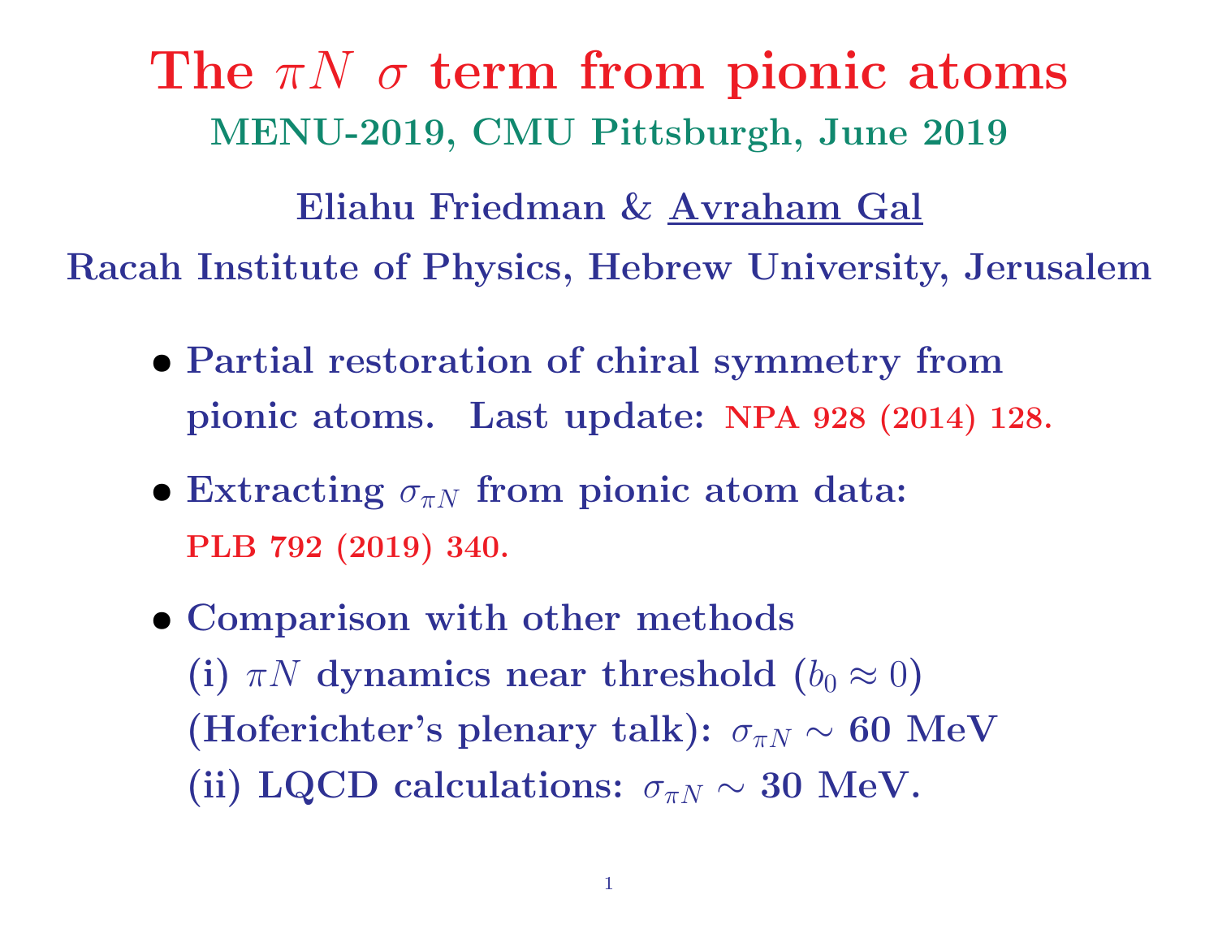# The $\pi N$ $\sigma$ term from pionic atoms

## MENU-2019, CMU Pittsburgh, June 2019

**Eliahu Friedman & Avraham Gal**

**Racah Institute of Physics, Hebrew University, Jerusalem**

- **Partial restoration of chiral symmetry from pionic atoms. Last update: NPA 928 (2014) 128.**
- **Extracting $\sigma_{\pi N}$ from pionic atom data: PLB 792 (2019) 340.**
- **Comparison with other methods**
  **(i) $\pi N$ dynamics near threshold ($b_0 \approx 0$) (Hoferichter's plenary talk): $\sigma_{\pi N} \sim$ 60 MeV**
  **(ii) LQCD calculations: $\sigma_{\pi N} \sim$ 30 MeV.**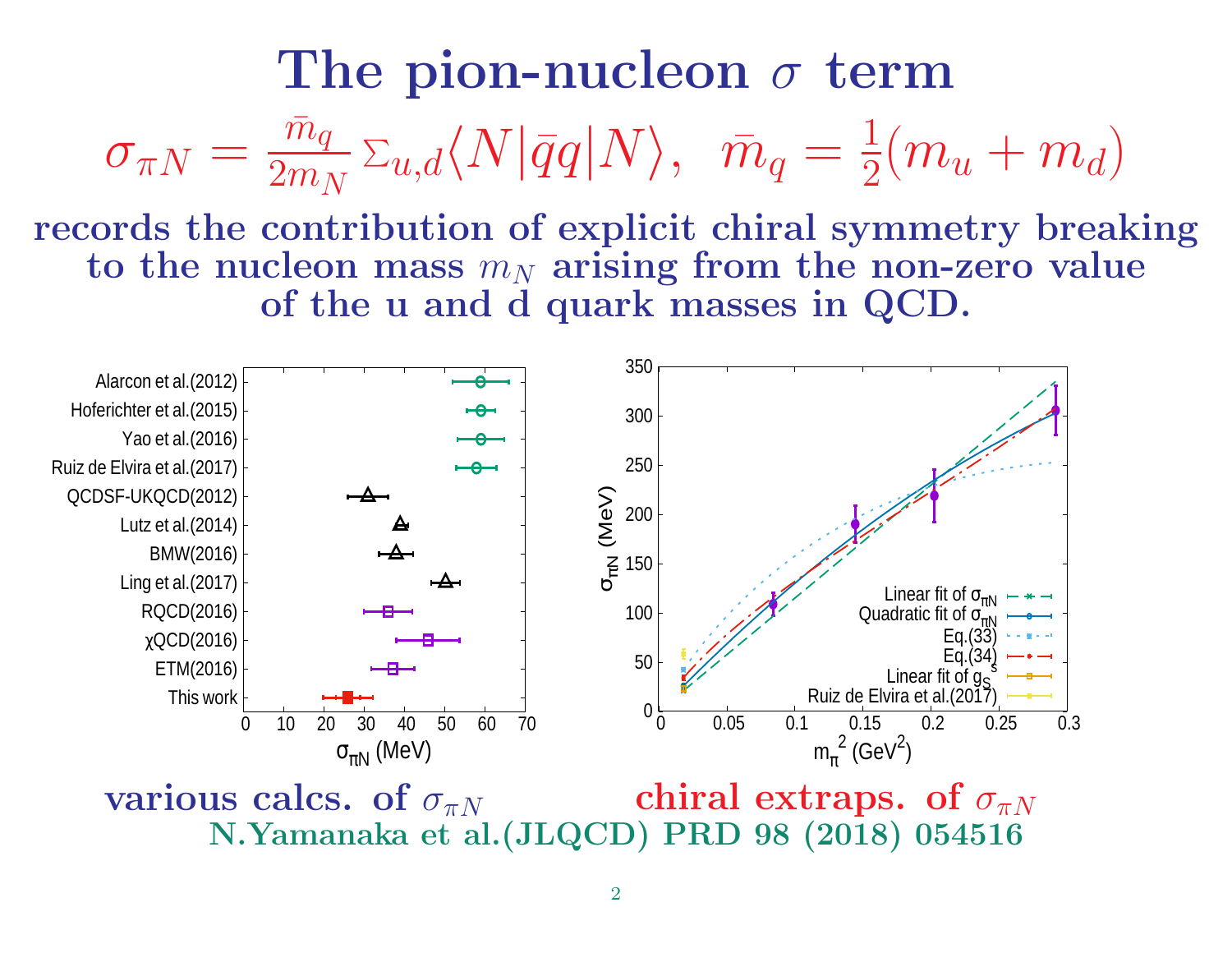# The pion-nucleon $\sigma$ term

$$\sigma_{\pi N} = \frac{\bar{m}_q}{2m_N}\Sigma_{u,d}\langle N|\bar{q}q|N\rangle, \;\; \bar{m}_q = \frac{1}{2}(m_u + m_d)$$

**records the contribution of explicit chiral symmetry breaking to the nucleon mass $m_N$ arising from the non-zero value of the u and d quark masses in QCD.**

**various calcs. of $\sigma_{\pi N}$** **chiral extraps. of $\sigma_{\pi N}$**

**N.Yamanaka et al.(JLQCD) PRD 98 (2018) 054516**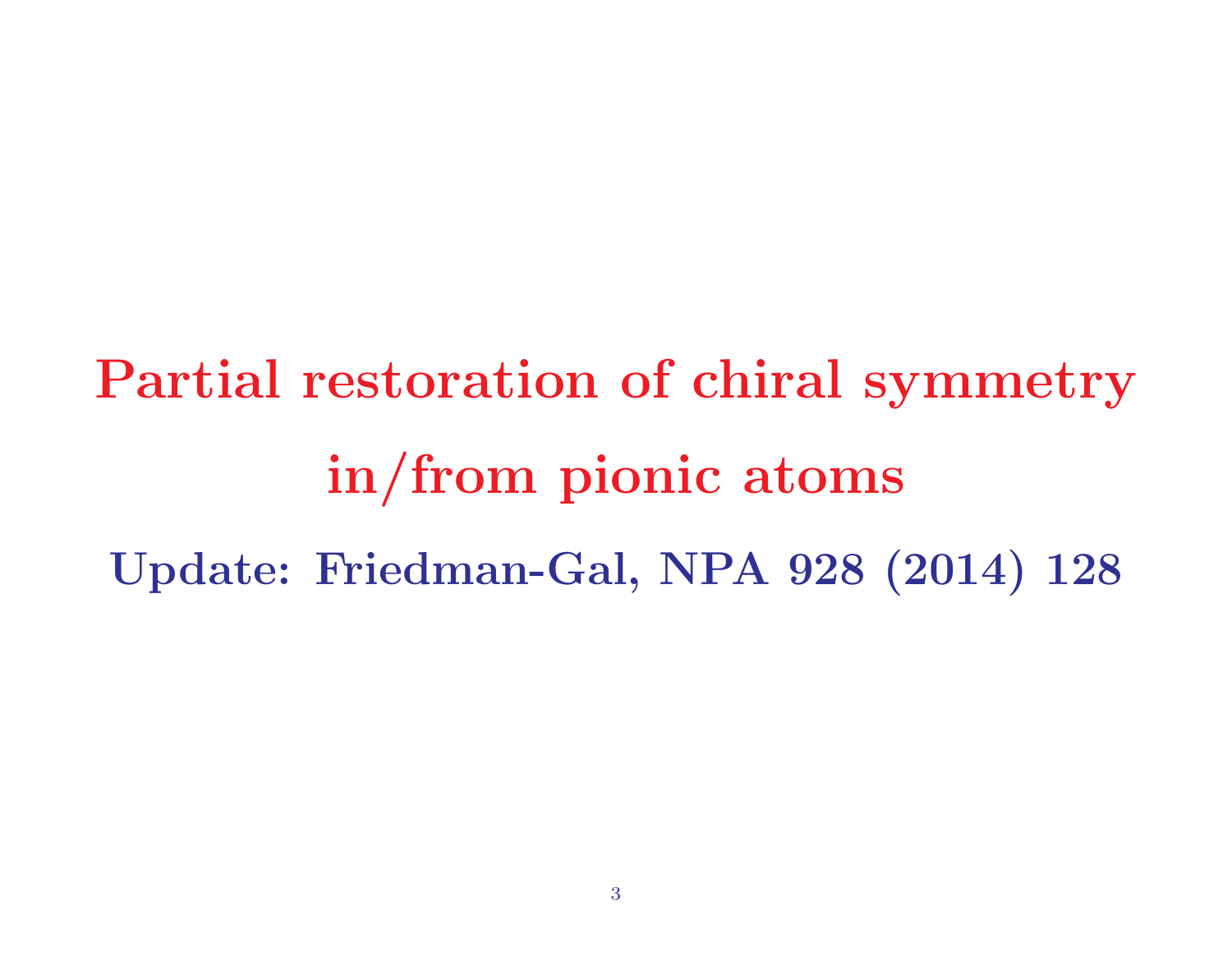# Partial restoration of chiral symmetry in/from pionic atoms

**Update: Friedman-Gal, NPA 928 (2014) 128**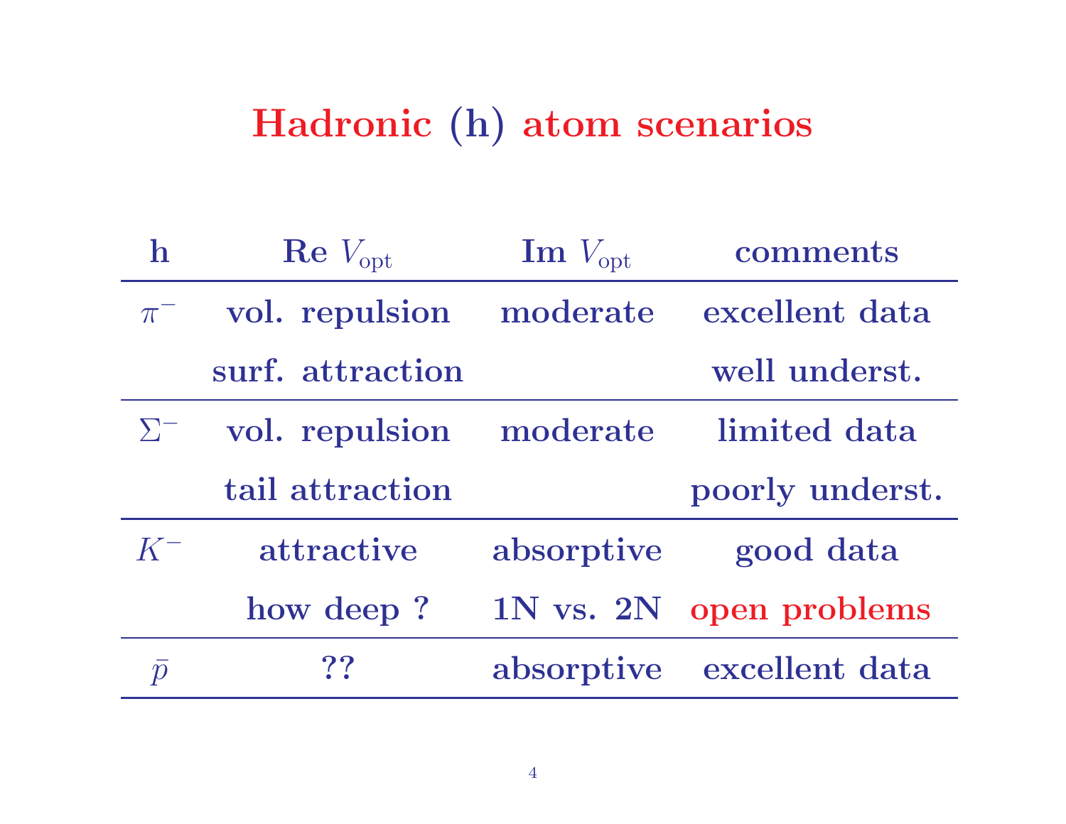# Hadronic (h) atom scenarios

| h | Re $V_{\rm opt}$ | Im $V_{\rm opt}$ | comments |
|---|---|---|---|
| $\pi^-$ | vol. repulsion | moderate | excellent data |
| | surf. attraction | | well underst. |
| $\Sigma^-$ | vol. repulsion | moderate | limited data |
| | tail attraction | | poorly underst. |
| $K^-$ | attractive | absorptive | good data |
| | how deep ? | 1N vs. 2N | open problems |
| $\bar{p}$ | ?? | absorptive | excellent data |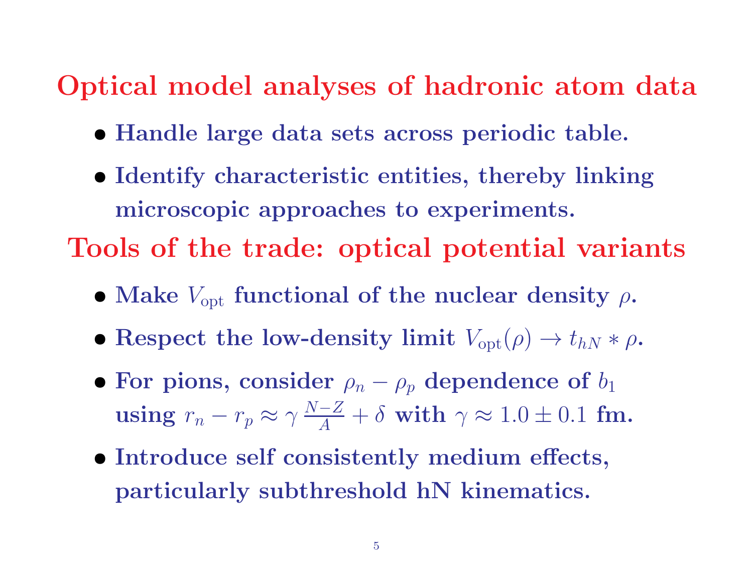## Optical model analyses of hadronic atom data

- Handle large data sets across periodic table.
- Identify characteristic entities, thereby linking microscopic approaches to experiments.

## Tools of the trade: optical potential variants

- Make $V_{\rm opt}$ functional of the nuclear density $\rho$.
- Respect the low-density limit $V_{\rm opt}(\rho) \to t_{hN} * \rho$.
- For pions, consider $\rho_n - \rho_p$ dependence of $b_1$ using $r_n - r_p \approx \gamma \frac{N-Z}{A} + \delta$ with $\gamma \approx 1.0 \pm 0.1$ fm.
- Introduce self consistently medium effects, particularly subthreshold hN kinematics.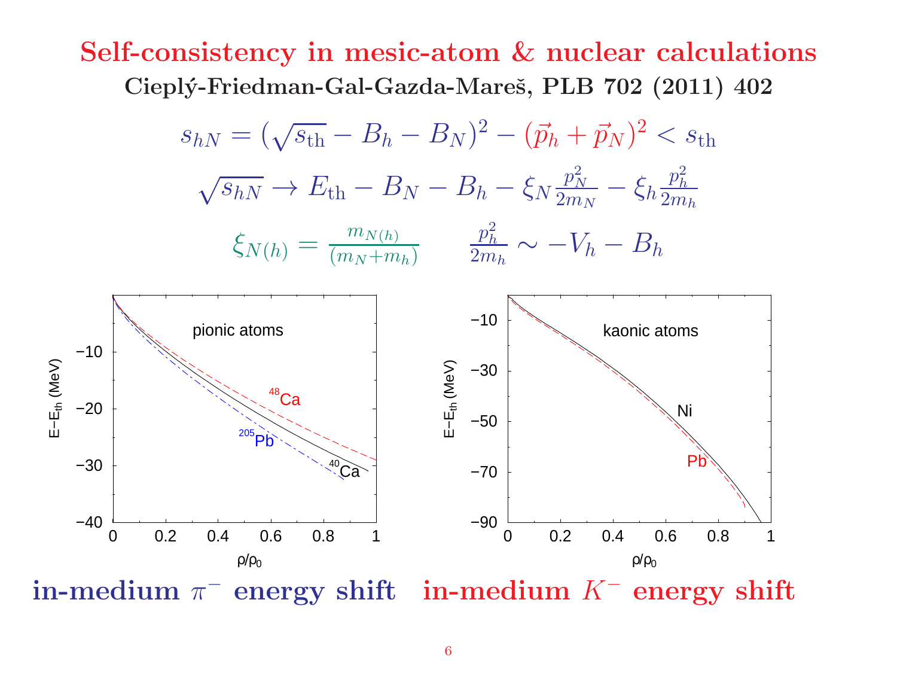# Self-consistency in mesic-atom & nuclear calculations

**Cieplý-Friedman-Gal-Gazda-Mareš, PLB 702 (2011) 402**

$$s_{hN} = (\sqrt{s_{\rm th}} - B_h - B_N)^2 - (\vec{p}_h + \vec{p}_N)^2 < s_{\rm th}$$

$$\sqrt{s_{hN}} \to E_{\rm th} - B_N - B_h - \xi_N \frac{p_N^2}{2m_N} - \xi_h \frac{p_h^2}{2m_h}$$

$$\xi_{N(h)} = \frac{m_{N(h)}}{(m_N + m_h)} \qquad \frac{p_h^2}{2m_h} \sim -V_h - B_h$$

**in-medium $\pi^-$ energy shift** **in-medium $K^-$ energy shift**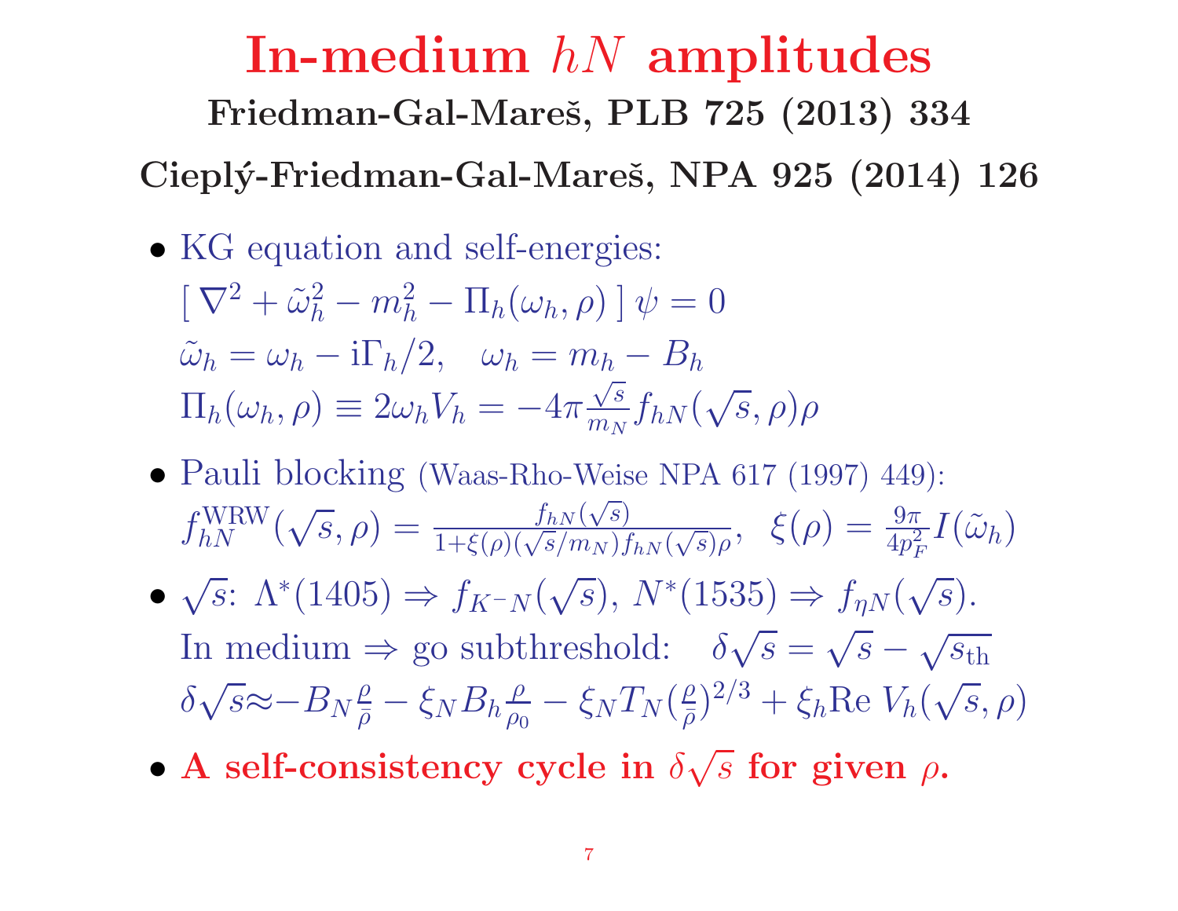# In-medium $hN$ amplitudes

**Friedman-Gal-Mareš, PLB 725 (2013) 334**

**Cieplý-Friedman-Gal-Mareš, NPA 925 (2014) 126**

- KG equation and self-energies:
  $[\,\nabla^2 + \tilde{\omega}_h^2 - m_h^2 - \Pi_h(\omega_h, \rho)\,]\,\psi = 0$
  $\tilde{\omega}_h = \omega_h - {\rm i}\Gamma_h/2, \quad \omega_h = m_h - B_h$
  $\Pi_h(\omega_h, \rho) \equiv 2\omega_h V_h = -4\pi \frac{\sqrt{s}}{m_N} f_{hN}(\sqrt{s}, \rho)\rho$
- Pauli blocking (Waas-Rho-Weise NPA 617 (1997) 449):
  $f_{hN}^{\rm WRW}(\sqrt{s}, \rho) = \frac{f_{hN}(\sqrt{s})}{1+\xi(\rho)(\sqrt{s}/m_N)f_{hN}(\sqrt{s})\rho}, \;\; \xi(\rho) = \frac{9\pi}{4p_F^2} I(\tilde{\omega}_h)$
- $\sqrt{s}$: $\Lambda^*(1405) \Rightarrow f_{K^-N}(\sqrt{s})$, $N^*(1535) \Rightarrow f_{\eta N}(\sqrt{s})$.
  In medium $\Rightarrow$ go subthreshold: $\quad \delta\sqrt{s} = \sqrt{s} - \sqrt{s_{\rm th}}$
  $\delta\sqrt{s} \approx -B_N \frac{\rho}{\bar{\rho}} - \xi_N B_h \frac{\rho}{\rho_0} - \xi_N T_N (\frac{\rho}{\bar{\rho}})^{2/3} + \xi_h {\rm Re}\, V_h(\sqrt{s}, \rho)$
- **A self-consistency cycle in $\delta\sqrt{s}$ for given $\rho$.**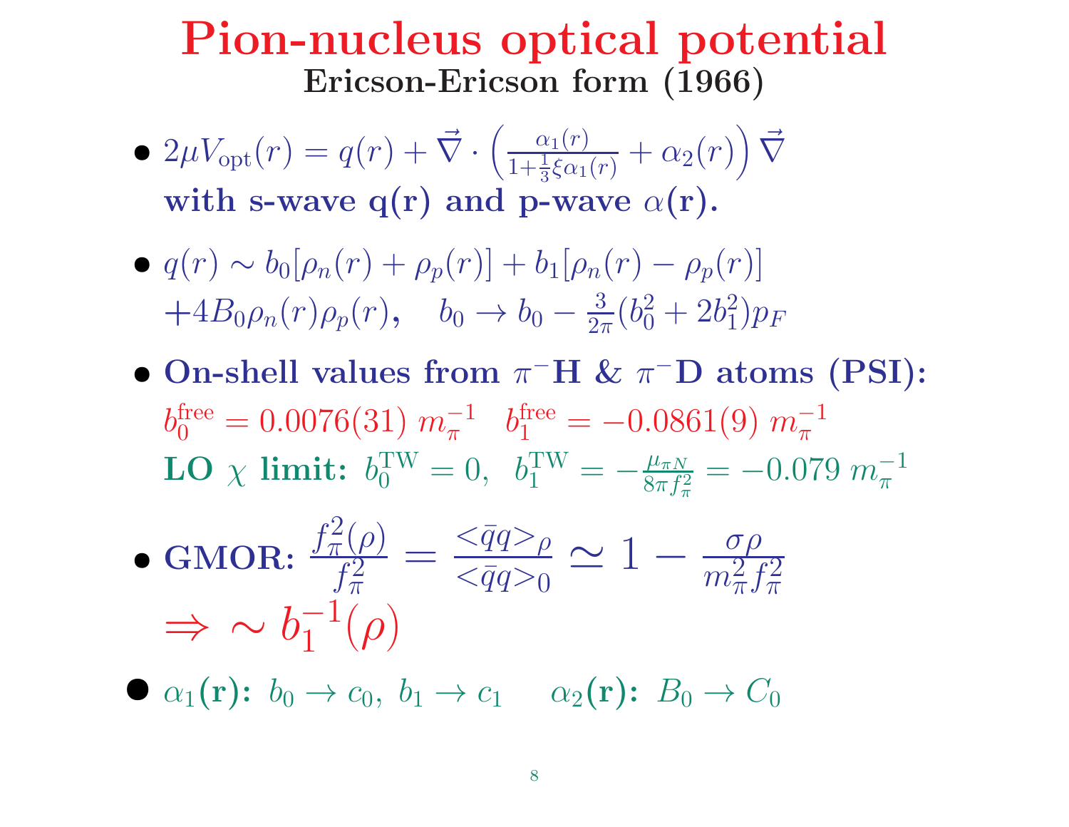# Pion-nucleus optical potential

## Ericson-Ericson form (1966)

- $2\mu V_{\rm opt}(r) = q(r) + \vec{\nabla} \cdot \left( \frac{\alpha_1(r)}{1+\frac{1}{3}\xi\alpha_1(r)} + \alpha_2(r) \right) \vec{\nabla}$
  **with s-wave q(r) and p-wave $\alpha$(r).**

- $q(r) \sim b_0[\rho_n(r) + \rho_p(r)] + b_1[\rho_n(r) - \rho_p(r)]$
  $+4B_0\rho_n(r)\rho_p(r), \quad b_0 \to b_0 - \frac{3}{2\pi}(b_0^2 + 2b_1^2)p_F$

- **On-shell values from $\pi^-$H & $\pi^-$D atoms (PSI):**
  $b_0^{\rm free} = 0.0076(31)\ m_\pi^{-1} \quad b_1^{\rm free} = -0.0861(9)\ m_\pi^{-1}$
  **LO $\chi$ limit:** $b_0^{\rm TW} = 0, \ \ b_1^{\rm TW} = -\frac{\mu_{\pi N}}{8\pi f_\pi^2} = -0.079\ m_\pi^{-1}$

- **GMOR:** $\frac{f_\pi^2(\rho)}{f_\pi^2} = \frac{<\bar{q}q>_\rho}{<\bar{q}q>_0} \simeq 1 - \frac{\sigma\rho}{m_\pi^2 f_\pi^2}$
  $\Rightarrow \sim b_1^{-1}(\rho)$

- $\alpha_1$**(r):** $b_0 \to c_0,\ b_1 \to c_1 \quad$ $\alpha_2$**(r):** $B_0 \to C_0$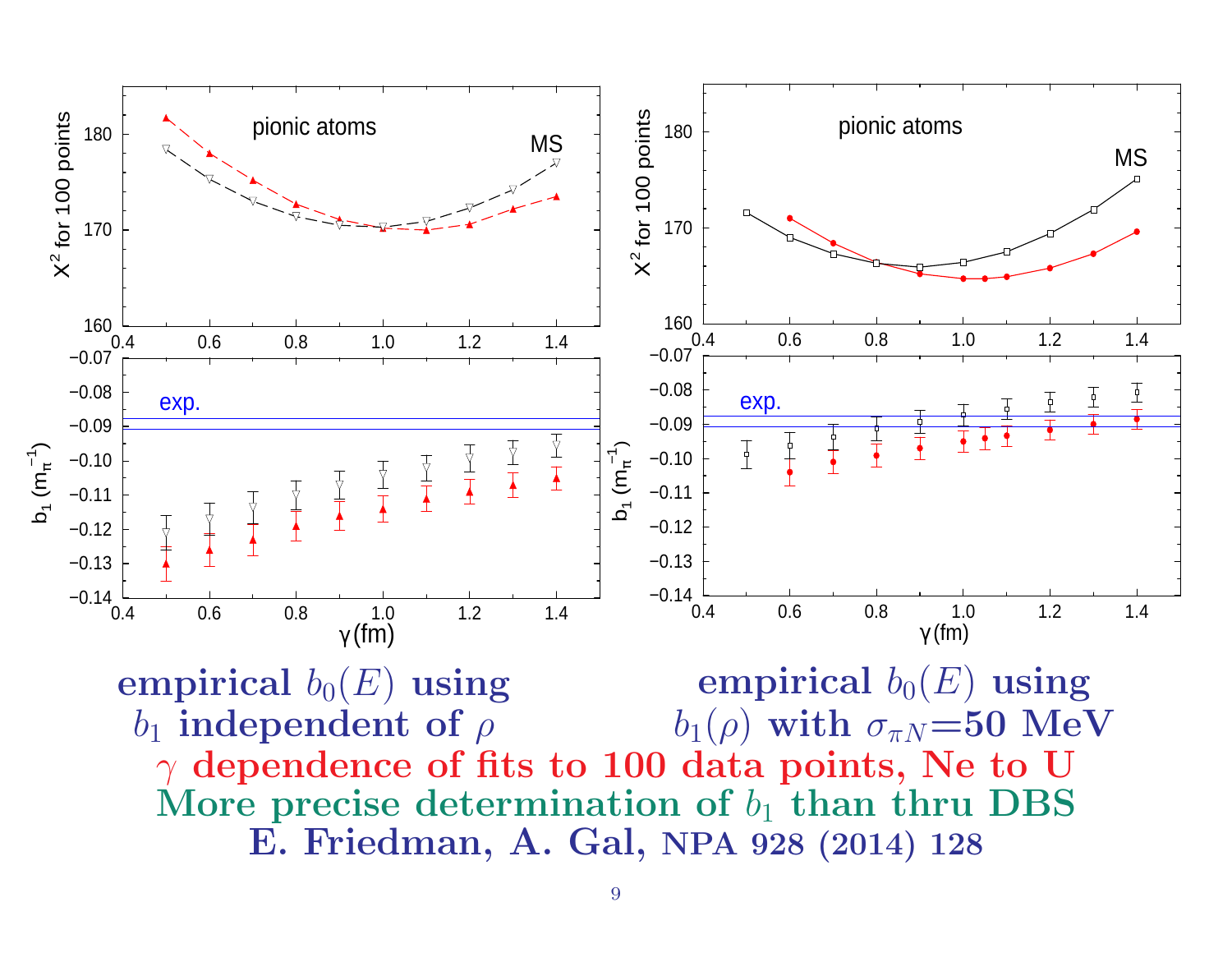empirical $b_0(E)$ using $b_1$ independent of $\rho$

empirical $b_0(E)$ using $b_1(\rho)$ with $\sigma_{\pi N}$=50 MeV

**$\gamma$ dependence of fits to 100 data points, Ne to U**

**More precise determination of $b_1$ than thru DBS**

**E. Friedman, A. Gal, NPA 928 (2014) 128**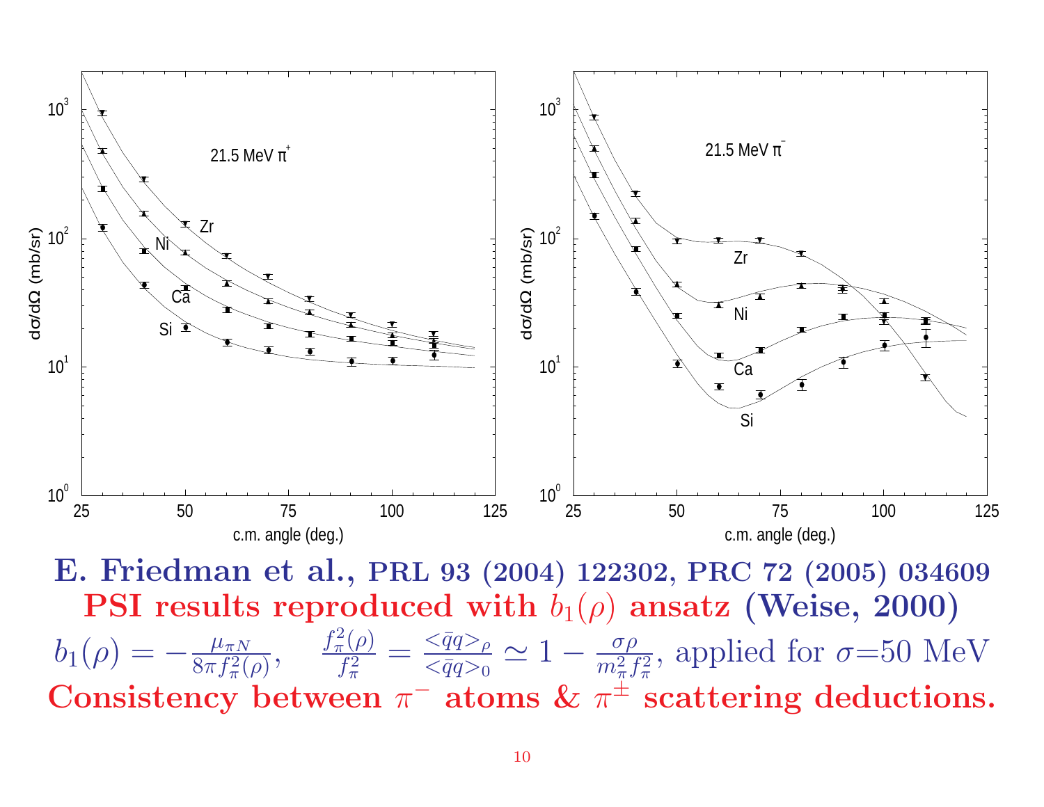**E. Friedman et al., PRL 93 (2004) 122302, PRC 72 (2005) 034609**

**PSI results reproduced with $b_1(\rho)$ ansatz (Weise, 2000)**

$b_1(\rho) = -\frac{\mu_{\pi N}}{8\pi f_\pi^2(\rho)}$, $\quad \frac{f_\pi^2(\rho)}{f_\pi^2} = \frac{<\bar{q}q>_\rho}{<\bar{q}q>_0} \simeq 1 - \frac{\sigma\rho}{m_\pi^2 f_\pi^2}$, applied for $\sigma$=50 MeV

**Consistency between $\pi^-$ atoms & $\pi^\pm$ scattering deductions.**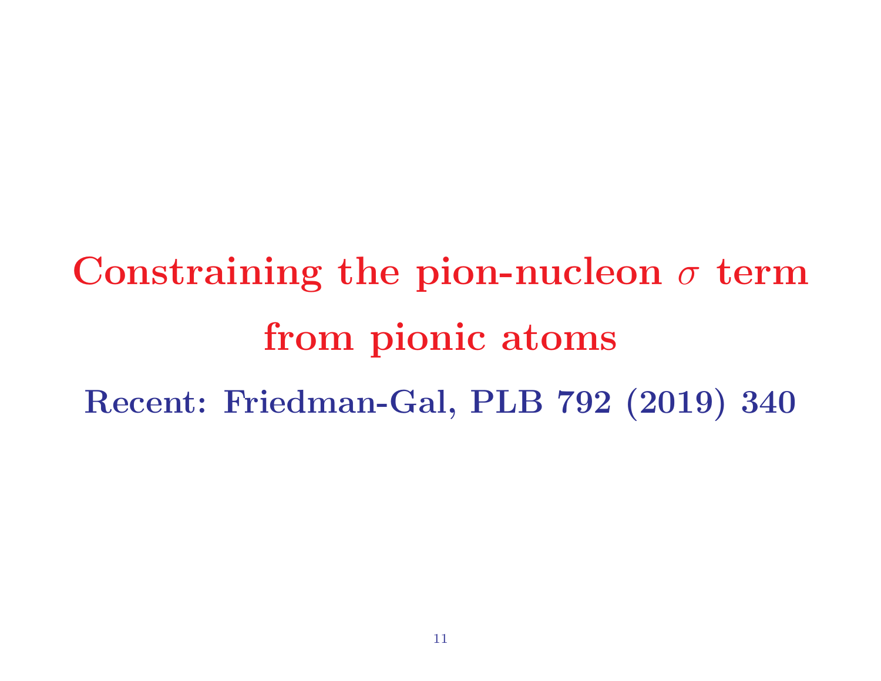# Constraining the pion-nucleon $\sigma$ term from pionic atoms

**Recent: Friedman-Gal, PLB 792 (2019) 340**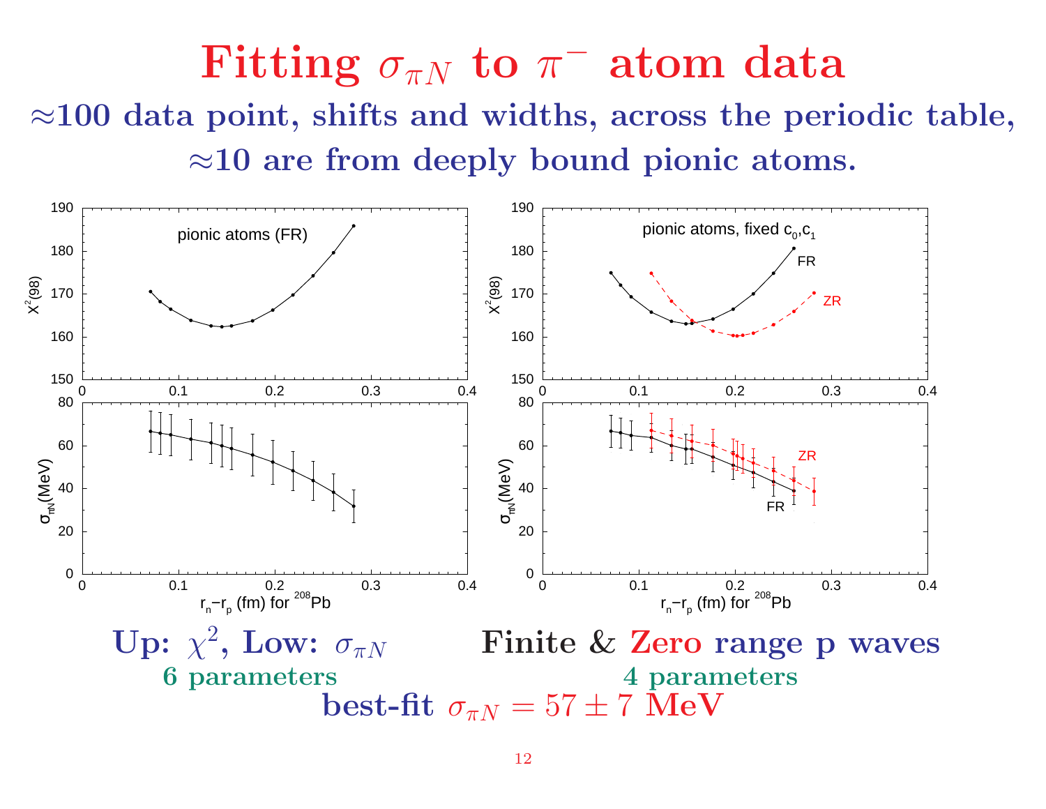# Fitting $\sigma_{\pi N}$ to $\pi^-$ atom data

## $\approx$100 data point, shifts and widths, across the periodic table, $\approx$10 are from deeply bound pionic atoms.

**Up: $\chi^2$, Low: $\sigma_{\pi N}$**

**6 parameters**

**Finite & Zero range p waves**

**4 parameters**

**best-fit $\sigma_{\pi N} = 57 \pm 7$ MeV**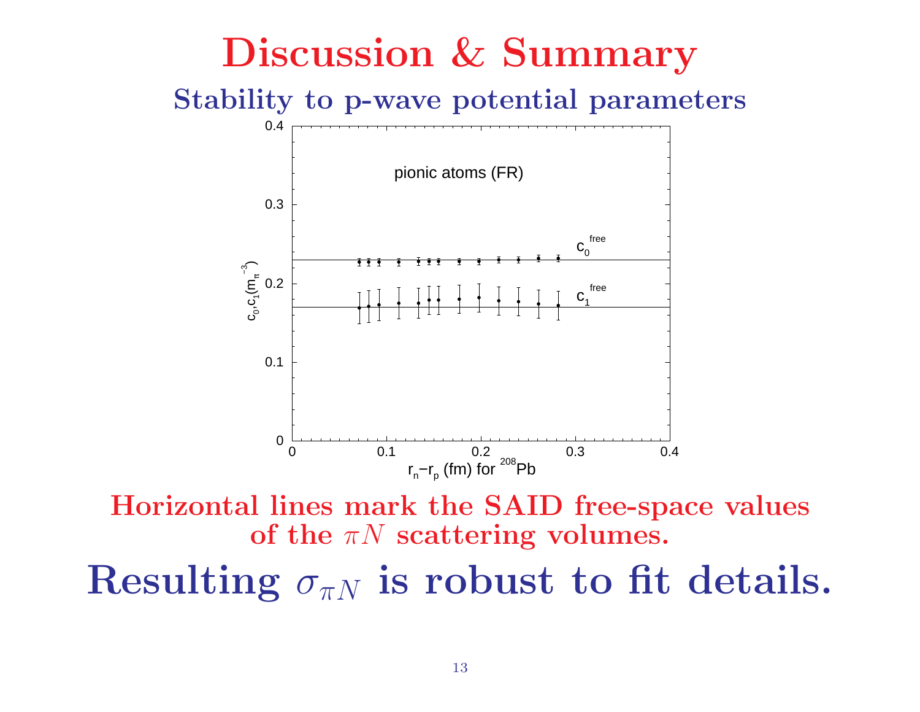# Discussion & Summary

## Stability to p-wave potential parameters

Horizontal lines mark the SAID free-space values of the $\pi N$ scattering volumes.

## Resulting $\sigma_{\pi N}$ is robust to fit details.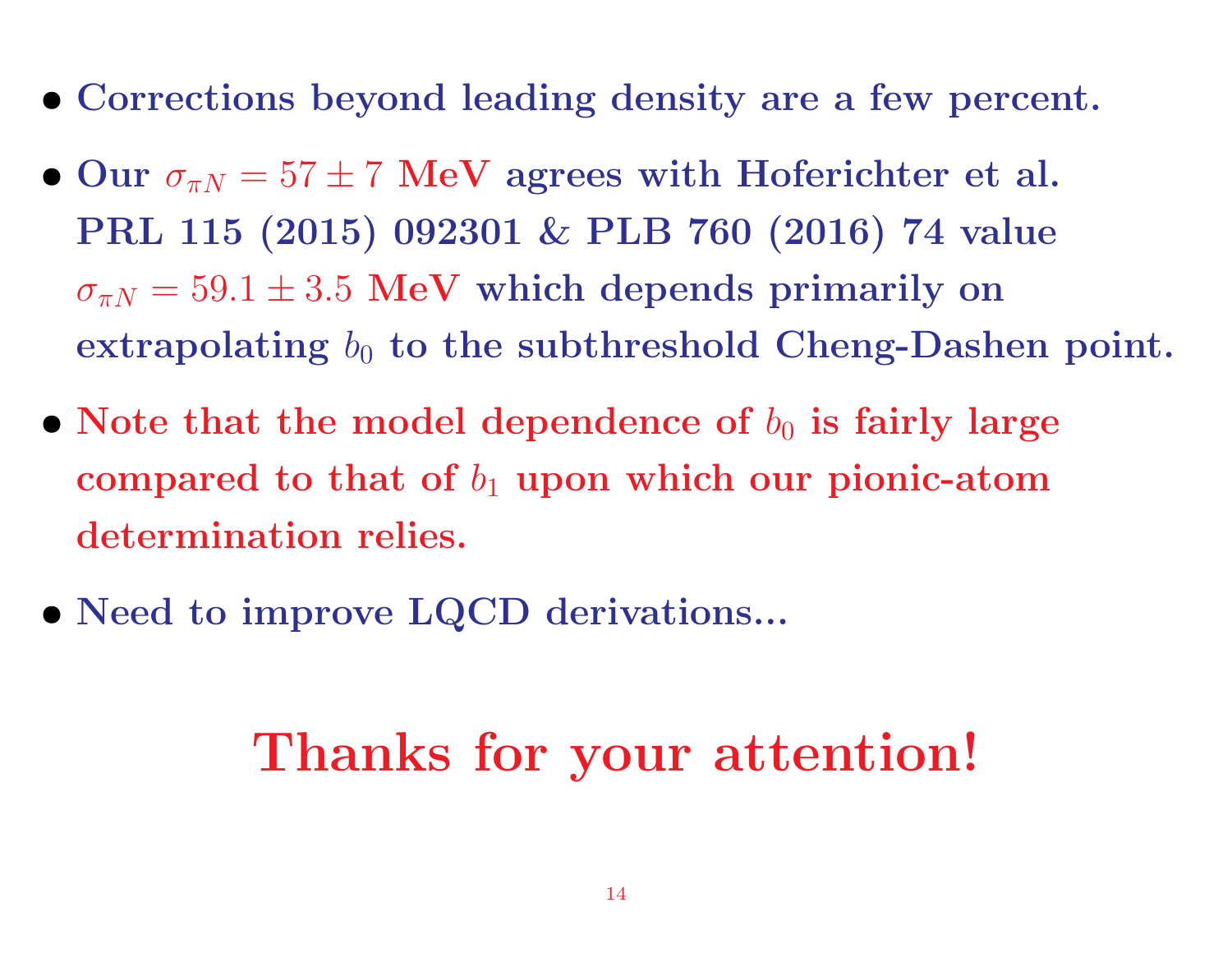- **Corrections beyond leading density are a few percent.**
- **Our $\sigma_{\pi N} = 57 \pm 7$ MeV agrees with Hoferichter et al. PRL 115 (2015) 092301 & PLB 760 (2016) 74 value $\sigma_{\pi N} = 59.1 \pm 3.5$ MeV which depends primarily on extrapolating $b_0$ to the subthreshold Cheng-Dashen point.**
- **Note that the model dependence of $b_0$ is fairly large compared to that of $b_1$ upon which our pionic-atom determination relies.**
- **Need to improve LQCD derivations...**

# Thanks for your attention!